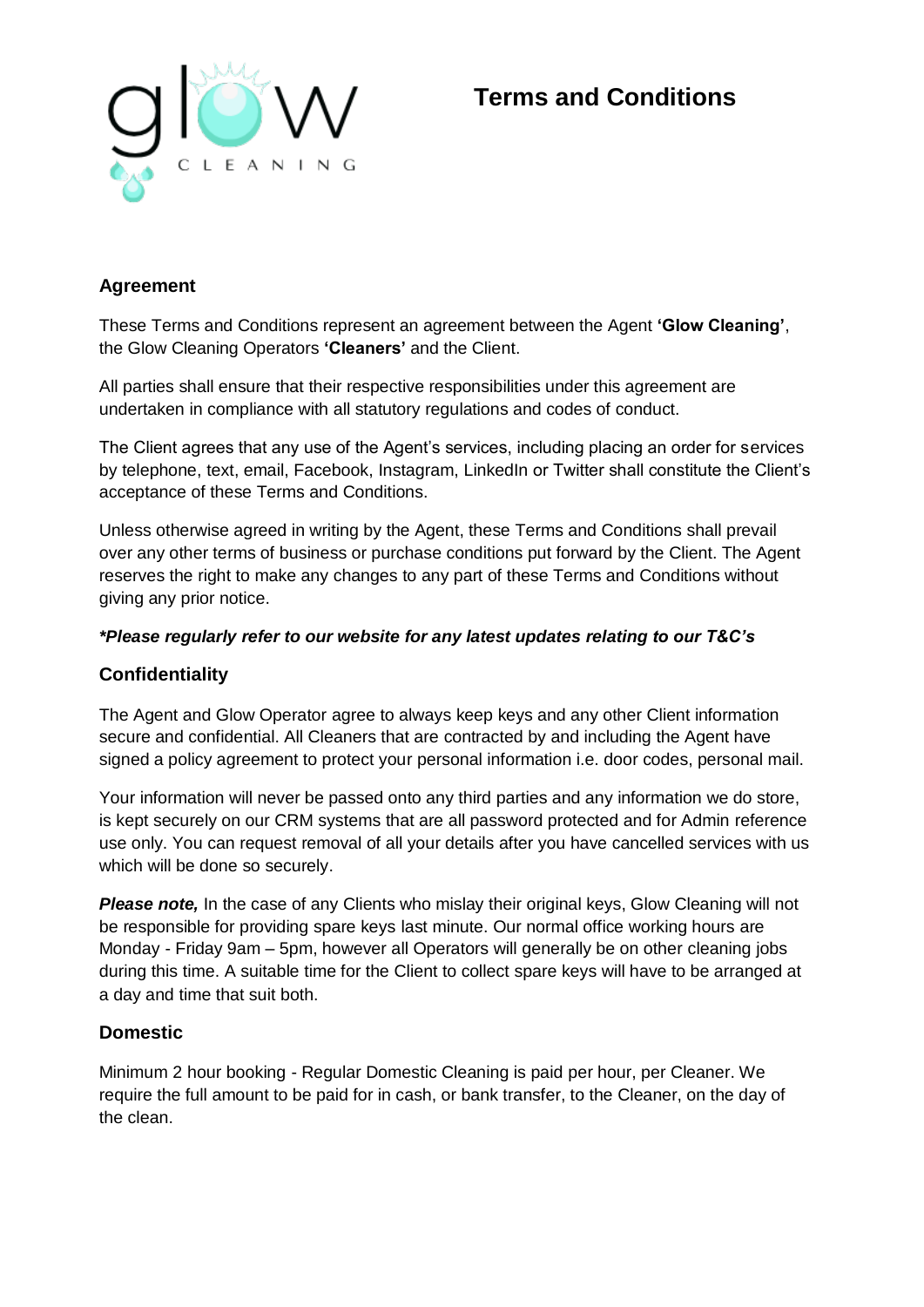# Terms and Conditions

## Agreement

These Terms and Conditions represent an agreement between the Agent **'Glow Cleaning'**, the Glow Cleaning Operators **'Cleaners'** and the Client.

All parties shall ensure that their respective responsibilities under this agreement are undertaken in compliance with all statutory regulations and codes of conduct.

The Client agrees that any use of the Agent's services, including placing an order for services by telephone, text, email, Facebook, Instagram, LinkedIn or Twitter shall constitute the Client's acceptance of these Terms and Conditions.

Unless otherwise agreed in writing by the Agent, these Terms and Conditions shall prevail over any other terms of business or purchase conditions put forward by the Client. The Agent reserves the right to make any changes to any part of these Terms and Conditions without giving any prior notice.

***Please regularly refer to our website for any latest updates relating to our T&C's***

## Confidentiality

The Agent and Glow Operator agree to always keep keys and any other Client information secure and confidential. All Cleaners that are contracted by and including the Agent have signed a policy agreement to protect your personal information i.e. door codes, personal mail.

Your information will never be passed onto any third parties and any information we do store, is kept securely on our CRM systems that are all password protected and for Admin reference use only. You can request removal of all your details after you have cancelled services with us which will be done so securely.

***Please note,*** In the case of any Clients who mislay their original keys, Glow Cleaning will not be responsible for providing spare keys last minute. Our normal office working hours are Monday - Friday 9am – 5pm, however all Operators will generally be on other cleaning jobs during this time. A suitable time for the Client to collect spare keys will have to be arranged at a day and time that suit both.

## Domestic

Minimum 2 hour booking - Regular Domestic Cleaning is paid per hour, per Cleaner. We require the full amount to be paid for in cash, or bank transfer, to the Cleaner, on the day of the clean.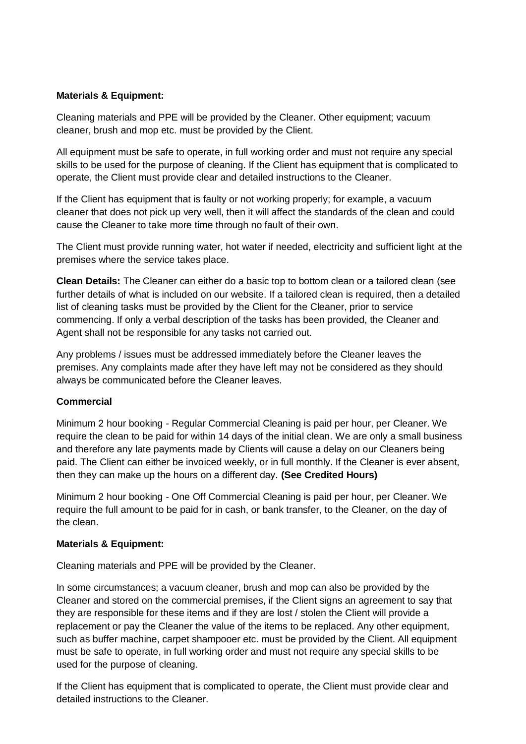**Materials & Equipment:**

Cleaning materials and PPE will be provided by the Cleaner. Other equipment; vacuum cleaner, brush and mop etc. must be provided by the Client.

All equipment must be safe to operate, in full working order and must not require any special skills to be used for the purpose of cleaning. If the Client has equipment that is complicated to operate, the Client must provide clear and detailed instructions to the Cleaner.

If the Client has equipment that is faulty or not working properly; for example, a vacuum cleaner that does not pick up very well, then it will affect the standards of the clean and could cause the Cleaner to take more time through no fault of their own.

The Client must provide running water, hot water if needed, electricity and sufficient light at the premises where the service takes place.

**Clean Details:** The Cleaner can either do a basic top to bottom clean or a tailored clean (see further details of what is included on our website. If a tailored clean is required, then a detailed list of cleaning tasks must be provided by the Client for the Cleaner, prior to service commencing. If only a verbal description of the tasks has been provided, the Cleaner and Agent shall not be responsible for any tasks not carried out.

Any problems / issues must be addressed immediately before the Cleaner leaves the premises. Any complaints made after they have left may not be considered as they should always be communicated before the Cleaner leaves.

**Commercial**

Minimum 2 hour booking - Regular Commercial Cleaning is paid per hour, per Cleaner. We require the clean to be paid for within 14 days of the initial clean. We are only a small business and therefore any late payments made by Clients will cause a delay on our Cleaners being paid. The Client can either be invoiced weekly, or in full monthly. If the Cleaner is ever absent, then they can make up the hours on a different day. **(See Credited Hours)**

Minimum 2 hour booking - One Off Commercial Cleaning is paid per hour, per Cleaner. We require the full amount to be paid for in cash, or bank transfer, to the Cleaner, on the day of the clean.

**Materials & Equipment:**

Cleaning materials and PPE will be provided by the Cleaner.

In some circumstances; a vacuum cleaner, brush and mop can also be provided by the Cleaner and stored on the commercial premises, if the Client signs an agreement to say that they are responsible for these items and if they are lost / stolen the Client will provide a replacement or pay the Cleaner the value of the items to be replaced. Any other equipment, such as buffer machine, carpet shampooer etc. must be provided by the Client. All equipment must be safe to operate, in full working order and must not require any special skills to be used for the purpose of cleaning.

If the Client has equipment that is complicated to operate, the Client must provide clear and detailed instructions to the Cleaner.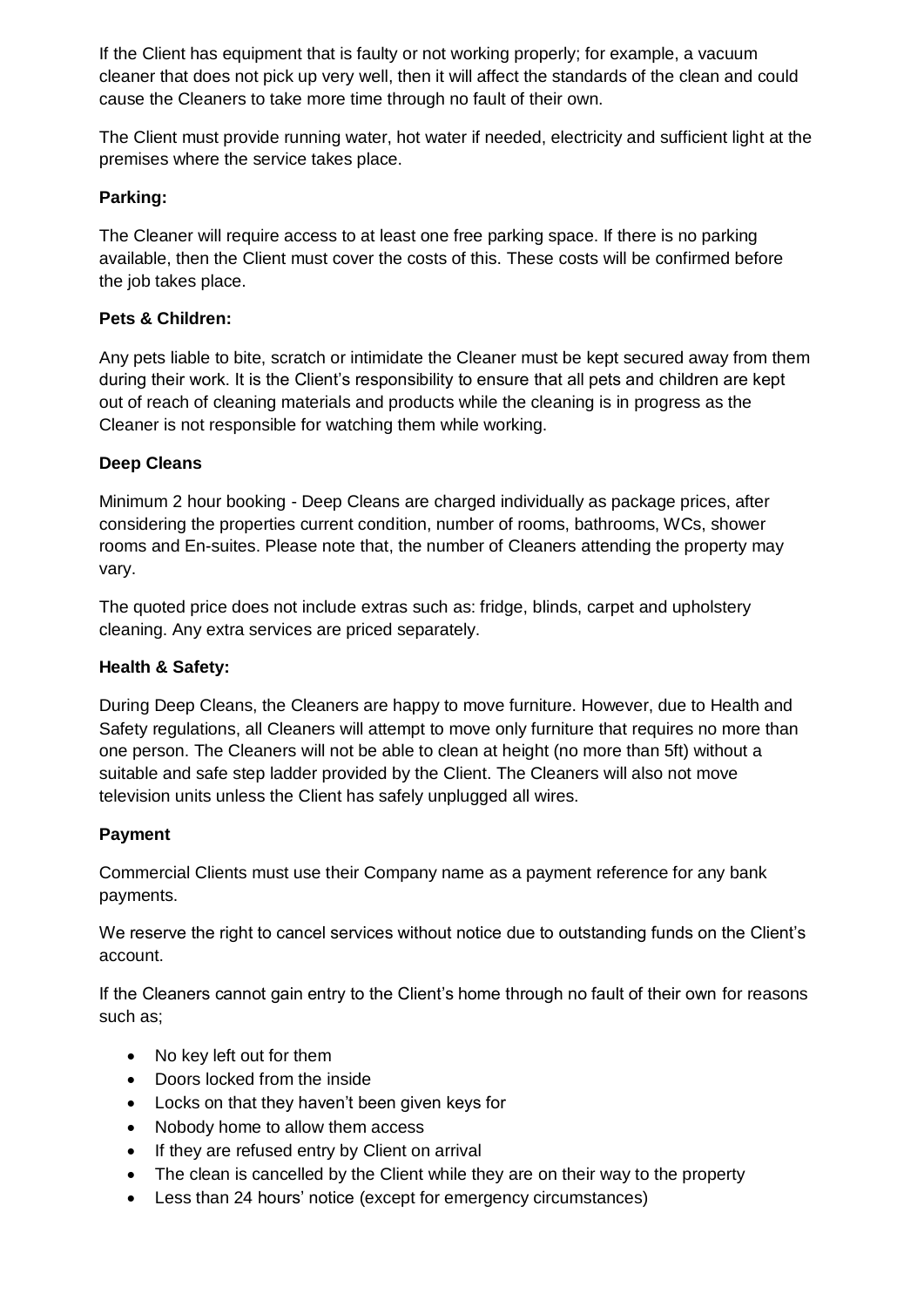If the Client has equipment that is faulty or not working properly; for example, a vacuum cleaner that does not pick up very well, then it will affect the standards of the clean and could cause the Cleaners to take more time through no fault of their own.

The Client must provide running water, hot water if needed, electricity and sufficient light at the premises where the service takes place.

**Parking:**

The Cleaner will require access to at least one free parking space. If there is no parking available, then the Client must cover the costs of this. These costs will be confirmed before the job takes place.

**Pets & Children:**

Any pets liable to bite, scratch or intimidate the Cleaner must be kept secured away from them during their work. It is the Client's responsibility to ensure that all pets and children are kept out of reach of cleaning materials and products while the cleaning is in progress as the Cleaner is not responsible for watching them while working.

**Deep Cleans**

Minimum 2 hour booking - Deep Cleans are charged individually as package prices, after considering the properties current condition, number of rooms, bathrooms, WCs, shower rooms and En-suites. Please note that, the number of Cleaners attending the property may vary.

The quoted price does not include extras such as: fridge, blinds, carpet and upholstery cleaning. Any extra services are priced separately.

**Health & Safety:**

During Deep Cleans, the Cleaners are happy to move furniture. However, due to Health and Safety regulations, all Cleaners will attempt to move only furniture that requires no more than one person. The Cleaners will not be able to clean at height (no more than 5ft) without a suitable and safe step ladder provided by the Client. The Cleaners will also not move television units unless the Client has safely unplugged all wires.

**Payment**

Commercial Clients must use their Company name as a payment reference for any bank payments.

We reserve the right to cancel services without notice due to outstanding funds on the Client's account.

If the Cleaners cannot gain entry to the Client's home through no fault of their own for reasons such as;

- No key left out for them
- Doors locked from the inside
- Locks on that they haven't been given keys for
- Nobody home to allow them access
- If they are refused entry by Client on arrival
- The clean is cancelled by the Client while they are on their way to the property
- Less than 24 hours' notice (except for emergency circumstances)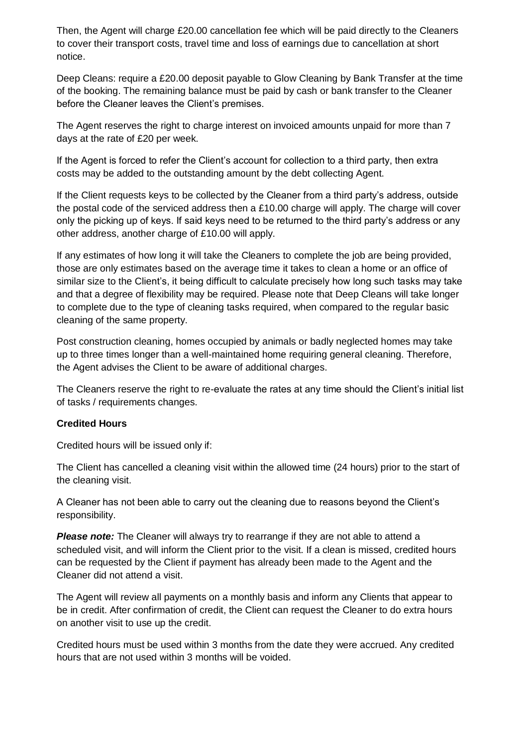Then, the Agent will charge £20.00 cancellation fee which will be paid directly to the Cleaners to cover their transport costs, travel time and loss of earnings due to cancellation at short notice.

Deep Cleans: require a £20.00 deposit payable to Glow Cleaning by Bank Transfer at the time of the booking. The remaining balance must be paid by cash or bank transfer to the Cleaner before the Cleaner leaves the Client's premises.

The Agent reserves the right to charge interest on invoiced amounts unpaid for more than 7 days at the rate of £20 per week.

If the Agent is forced to refer the Client's account for collection to a third party, then extra costs may be added to the outstanding amount by the debt collecting Agent.

If the Client requests keys to be collected by the Cleaner from a third party's address, outside the postal code of the serviced address then a £10.00 charge will apply. The charge will cover only the picking up of keys. If said keys need to be returned to the third party's address or any other address, another charge of £10.00 will apply.

If any estimates of how long it will take the Cleaners to complete the job are being provided, those are only estimates based on the average time it takes to clean a home or an office of similar size to the Client's, it being difficult to calculate precisely how long such tasks may take and that a degree of flexibility may be required. Please note that Deep Cleans will take longer to complete due to the type of cleaning tasks required, when compared to the regular basic cleaning of the same property.

Post construction cleaning, homes occupied by animals or badly neglected homes may take up to three times longer than a well-maintained home requiring general cleaning. Therefore, the Agent advises the Client to be aware of additional charges.

The Cleaners reserve the right to re-evaluate the rates at any time should the Client's initial list of tasks / requirements changes.

**Credited Hours**

Credited hours will be issued only if:

The Client has cancelled a cleaning visit within the allowed time (24 hours) prior to the start of the cleaning visit.

A Cleaner has not been able to carry out the cleaning due to reasons beyond the Client's responsibility.

***Please note:*** The Cleaner will always try to rearrange if they are not able to attend a scheduled visit, and will inform the Client prior to the visit. If a clean is missed, credited hours can be requested by the Client if payment has already been made to the Agent and the Cleaner did not attend a visit.

The Agent will review all payments on a monthly basis and inform any Clients that appear to be in credit. After confirmation of credit, the Client can request the Cleaner to do extra hours on another visit to use up the credit.

Credited hours must be used within 3 months from the date they were accrued. Any credited hours that are not used within 3 months will be voided.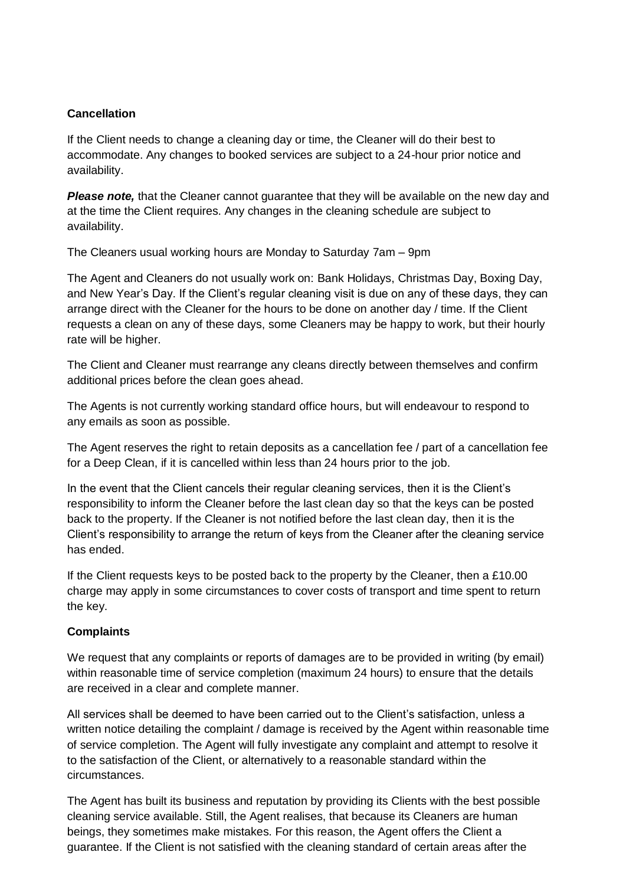**Cancellation**

If the Client needs to change a cleaning day or time, the Cleaner will do their best to accommodate. Any changes to booked services are subject to a 24-hour prior notice and availability.

***Please note,*** that the Cleaner cannot guarantee that they will be available on the new day and at the time the Client requires. Any changes in the cleaning schedule are subject to availability.

The Cleaners usual working hours are Monday to Saturday 7am – 9pm

The Agent and Cleaners do not usually work on: Bank Holidays, Christmas Day, Boxing Day, and New Year's Day. If the Client's regular cleaning visit is due on any of these days, they can arrange direct with the Cleaner for the hours to be done on another day / time. If the Client requests a clean on any of these days, some Cleaners may be happy to work, but their hourly rate will be higher.

The Client and Cleaner must rearrange any cleans directly between themselves and confirm additional prices before the clean goes ahead.

The Agents is not currently working standard office hours, but will endeavour to respond to any emails as soon as possible.

The Agent reserves the right to retain deposits as a cancellation fee / part of a cancellation fee for a Deep Clean, if it is cancelled within less than 24 hours prior to the job.

In the event that the Client cancels their regular cleaning services, then it is the Client's responsibility to inform the Cleaner before the last clean day so that the keys can be posted back to the property. If the Cleaner is not notified before the last clean day, then it is the Client's responsibility to arrange the return of keys from the Cleaner after the cleaning service has ended.

If the Client requests keys to be posted back to the property by the Cleaner, then a £10.00 charge may apply in some circumstances to cover costs of transport and time spent to return the key.

**Complaints**

We request that any complaints or reports of damages are to be provided in writing (by email) within reasonable time of service completion (maximum 24 hours) to ensure that the details are received in a clear and complete manner.

All services shall be deemed to have been carried out to the Client's satisfaction, unless a written notice detailing the complaint / damage is received by the Agent within reasonable time of service completion. The Agent will fully investigate any complaint and attempt to resolve it to the satisfaction of the Client, or alternatively to a reasonable standard within the circumstances.

The Agent has built its business and reputation by providing its Clients with the best possible cleaning service available. Still, the Agent realises, that because its Cleaners are human beings, they sometimes make mistakes. For this reason, the Agent offers the Client a guarantee. If the Client is not satisfied with the cleaning standard of certain areas after the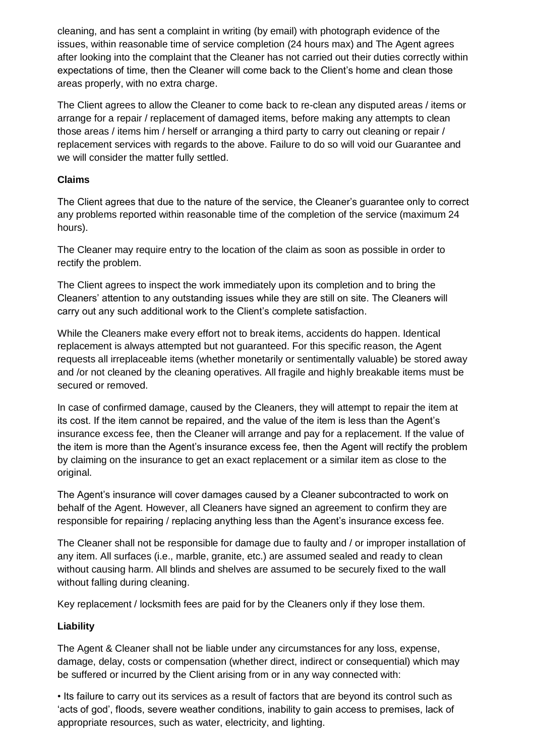cleaning, and has sent a complaint in writing (by email) with photograph evidence of the issues, within reasonable time of service completion (24 hours max) and The Agent agrees after looking into the complaint that the Cleaner has not carried out their duties correctly within expectations of time, then the Cleaner will come back to the Client's home and clean those areas properly, with no extra charge.

The Client agrees to allow the Cleaner to come back to re-clean any disputed areas / items or arrange for a repair / replacement of damaged items, before making any attempts to clean those areas / items him / herself or arranging a third party to carry out cleaning or repair / replacement services with regards to the above. Failure to do so will void our Guarantee and we will consider the matter fully settled.

**Claims**

The Client agrees that due to the nature of the service, the Cleaner's guarantee only to correct any problems reported within reasonable time of the completion of the service (maximum 24 hours).

The Cleaner may require entry to the location of the claim as soon as possible in order to rectify the problem.

The Client agrees to inspect the work immediately upon its completion and to bring the Cleaners' attention to any outstanding issues while they are still on site. The Cleaners will carry out any such additional work to the Client's complete satisfaction.

While the Cleaners make every effort not to break items, accidents do happen. Identical replacement is always attempted but not guaranteed. For this specific reason, the Agent requests all irreplaceable items (whether monetarily or sentimentally valuable) be stored away and /or not cleaned by the cleaning operatives. All fragile and highly breakable items must be secured or removed.

In case of confirmed damage, caused by the Cleaners, they will attempt to repair the item at its cost. If the item cannot be repaired, and the value of the item is less than the Agent's insurance excess fee, then the Cleaner will arrange and pay for a replacement. If the value of the item is more than the Agent's insurance excess fee, then the Agent will rectify the problem by claiming on the insurance to get an exact replacement or a similar item as close to the original.

The Agent's insurance will cover damages caused by a Cleaner subcontracted to work on behalf of the Agent. However, all Cleaners have signed an agreement to confirm they are responsible for repairing / replacing anything less than the Agent's insurance excess fee.

The Cleaner shall not be responsible for damage due to faulty and / or improper installation of any item. All surfaces (i.e., marble, granite, etc.) are assumed sealed and ready to clean without causing harm. All blinds and shelves are assumed to be securely fixed to the wall without falling during cleaning.

Key replacement / locksmith fees are paid for by the Cleaners only if they lose them.

**Liability**

The Agent & Cleaner shall not be liable under any circumstances for any loss, expense, damage, delay, costs or compensation (whether direct, indirect or consequential) which may be suffered or incurred by the Client arising from or in any way connected with:

• Its failure to carry out its services as a result of factors that are beyond its control such as 'acts of god', floods, severe weather conditions, inability to gain access to premises, lack of appropriate resources, such as water, electricity, and lighting.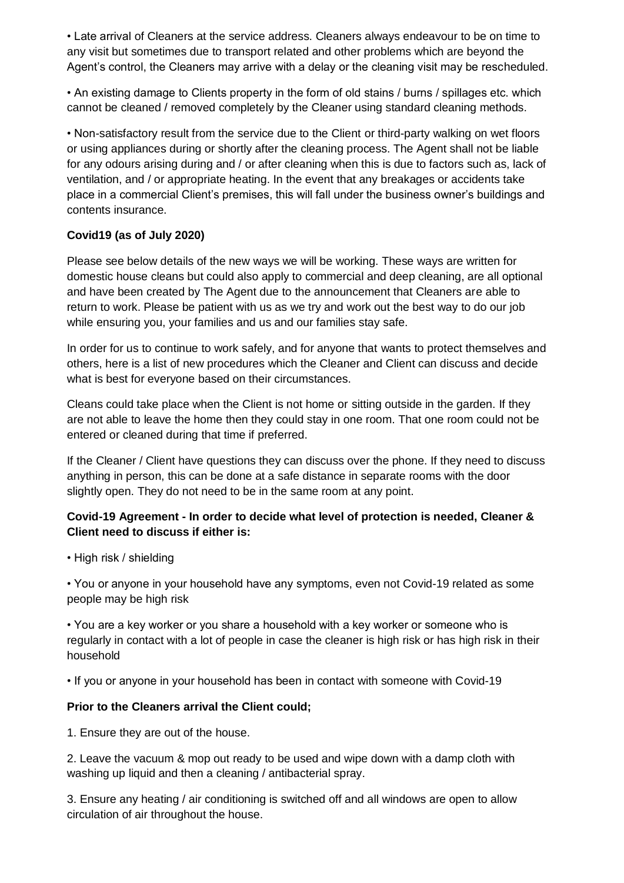- Late arrival of Cleaners at the service address. Cleaners always endeavour to be on time to any visit but sometimes due to transport related and other problems which are beyond the Agent's control, the Cleaners may arrive with a delay or the cleaning visit may be rescheduled.

- An existing damage to Clients property in the form of old stains / burns / spillages etc. which cannot be cleaned / removed completely by the Cleaner using standard cleaning methods.

- Non-satisfactory result from the service due to the Client or third-party walking on wet floors or using appliances during or shortly after the cleaning process. The Agent shall not be liable for any odours arising during and / or after cleaning when this is due to factors such as, lack of ventilation, and / or appropriate heating. In the event that any breakages or accidents take place in a commercial Client's premises, this will fall under the business owner's buildings and contents insurance.

**Covid19 (as of July 2020)**

Please see below details of the new ways we will be working. These ways are written for domestic house cleans but could also apply to commercial and deep cleaning, are all optional and have been created by The Agent due to the announcement that Cleaners are able to return to work. Please be patient with us as we try and work out the best way to do our job while ensuring you, your families and us and our families stay safe.

In order for us to continue to work safely, and for anyone that wants to protect themselves and others, here is a list of new procedures which the Cleaner and Client can discuss and decide what is best for everyone based on their circumstances.

Cleans could take place when the Client is not home or sitting outside in the garden. If they are not able to leave the home then they could stay in one room. That one room could not be entered or cleaned during that time if preferred.

If the Cleaner / Client have questions they can discuss over the phone. If they need to discuss anything in person, this can be done at a safe distance in separate rooms with the door slightly open. They do not need to be in the same room at any point.

**Covid-19 Agreement - In order to decide what level of protection is needed, Cleaner & Client need to discuss if either is:**

- High risk / shielding

- You or anyone in your household have any symptoms, even not Covid-19 related as some people may be high risk

- You are a key worker or you share a household with a key worker or someone who is regularly in contact with a lot of people in case the cleaner is high risk or has high risk in their household

- If you or anyone in your household has been in contact with someone with Covid-19

**Prior to the Cleaners arrival the Client could;**

1. Ensure they are out of the house.

2. Leave the vacuum & mop out ready to be used and wipe down with a damp cloth with washing up liquid and then a cleaning / antibacterial spray.

3. Ensure any heating / air conditioning is switched off and all windows are open to allow circulation of air throughout the house.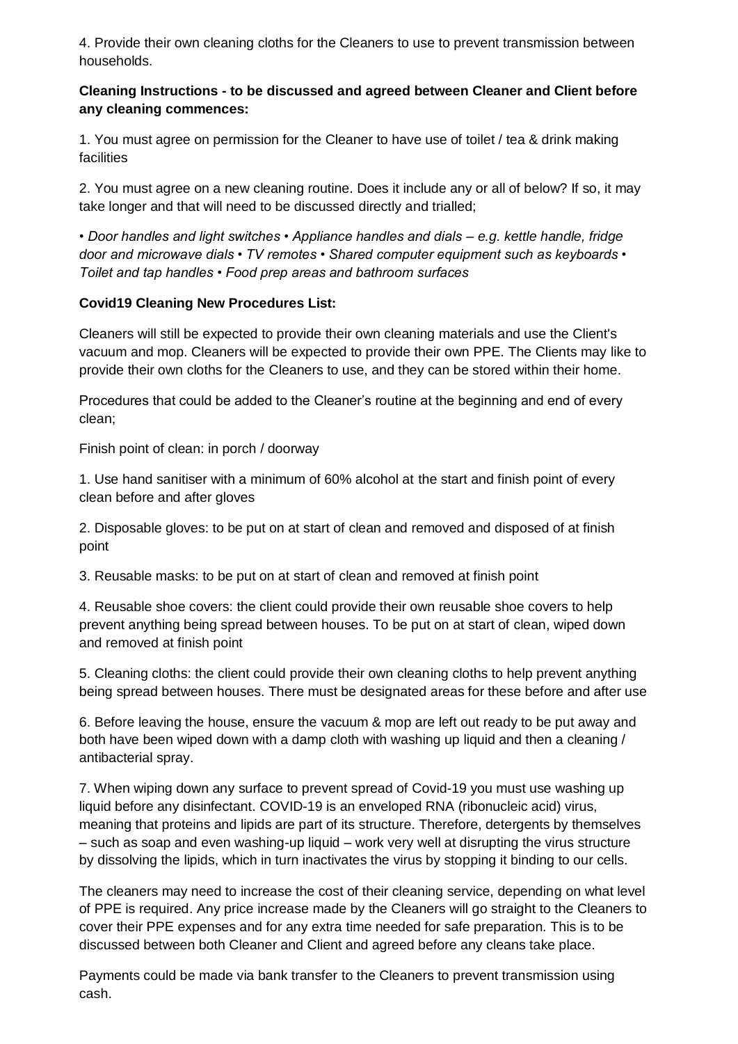4. Provide their own cleaning cloths for the Cleaners to use to prevent transmission between households.

**Cleaning Instructions - to be discussed and agreed between Cleaner and Client before any cleaning commences:**

1. You must agree on permission for the Cleaner to have use of toilet / tea & drink making facilities

2. You must agree on a new cleaning routine. Does it include any or all of below? If so, it may take longer and that will need to be discussed directly and trialled;

• *Door handles and light switches • Appliance handles and dials – e.g. kettle handle, fridge door and microwave dials • TV remotes • Shared computer equipment such as keyboards • Toilet and tap handles • Food prep areas and bathroom surfaces*

**Covid19 Cleaning New Procedures List:**

Cleaners will still be expected to provide their own cleaning materials and use the Client's vacuum and mop. Cleaners will be expected to provide their own PPE. The Clients may like to provide their own cloths for the Cleaners to use, and they can be stored within their home.

Procedures that could be added to the Cleaner's routine at the beginning and end of every clean;

Finish point of clean: in porch / doorway

1. Use hand sanitiser with a minimum of 60% alcohol at the start and finish point of every clean before and after gloves

2. Disposable gloves: to be put on at start of clean and removed and disposed of at finish point

3. Reusable masks: to be put on at start of clean and removed at finish point

4. Reusable shoe covers: the client could provide their own reusable shoe covers to help prevent anything being spread between houses. To be put on at start of clean, wiped down and removed at finish point

5. Cleaning cloths: the client could provide their own cleaning cloths to help prevent anything being spread between houses. There must be designated areas for these before and after use

6. Before leaving the house, ensure the vacuum & mop are left out ready to be put away and both have been wiped down with a damp cloth with washing up liquid and then a cleaning / antibacterial spray.

7. When wiping down any surface to prevent spread of Covid-19 you must use washing up liquid before any disinfectant. COVID-19 is an enveloped RNA (ribonucleic acid) virus, meaning that proteins and lipids are part of its structure. Therefore, detergents by themselves – such as soap and even washing-up liquid – work very well at disrupting the virus structure by dissolving the lipids, which in turn inactivates the virus by stopping it binding to our cells.

The cleaners may need to increase the cost of their cleaning service, depending on what level of PPE is required. Any price increase made by the Cleaners will go straight to the Cleaners to cover their PPE expenses and for any extra time needed for safe preparation. This is to be discussed between both Cleaner and Client and agreed before any cleans take place.

Payments could be made via bank transfer to the Cleaners to prevent transmission using cash.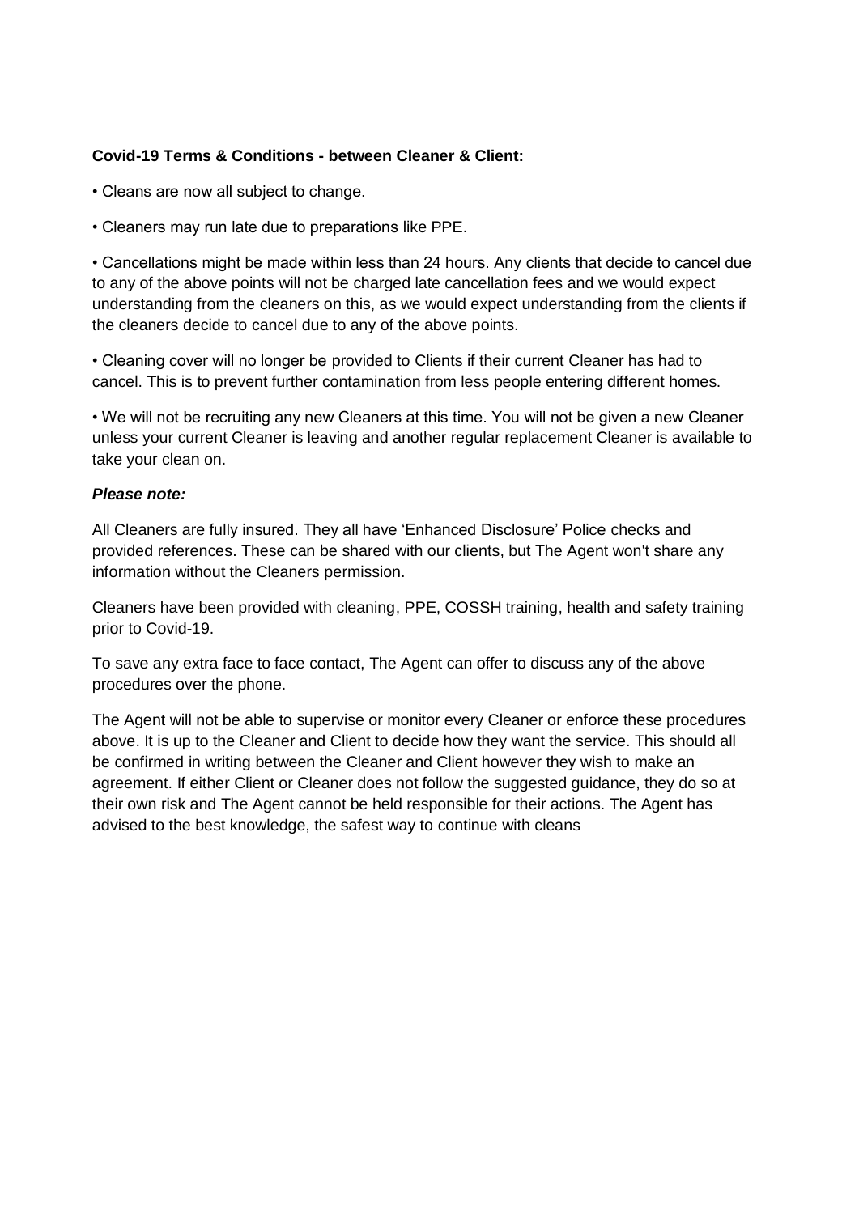**Covid-19 Terms & Conditions - between Cleaner & Client:**

• Cleans are now all subject to change.

• Cleaners may run late due to preparations like PPE.

• Cancellations might be made within less than 24 hours. Any clients that decide to cancel due to any of the above points will not be charged late cancellation fees and we would expect understanding from the cleaners on this, as we would expect understanding from the clients if the cleaners decide to cancel due to any of the above points.

• Cleaning cover will no longer be provided to Clients if their current Cleaner has had to cancel. This is to prevent further contamination from less people entering different homes.

• We will not be recruiting any new Cleaners at this time. You will not be given a new Cleaner unless your current Cleaner is leaving and another regular replacement Cleaner is available to take your clean on.

***Please note:***

All Cleaners are fully insured. They all have 'Enhanced Disclosure' Police checks and provided references. These can be shared with our clients, but The Agent won't share any information without the Cleaners permission.

Cleaners have been provided with cleaning, PPE, COSSH training, health and safety training prior to Covid-19.

To save any extra face to face contact, The Agent can offer to discuss any of the above procedures over the phone.

The Agent will not be able to supervise or monitor every Cleaner or enforce these procedures above. It is up to the Cleaner and Client to decide how they want the service. This should all be confirmed in writing between the Cleaner and Client however they wish to make an agreement. If either Client or Cleaner does not follow the suggested guidance, they do so at their own risk and The Agent cannot be held responsible for their actions. The Agent has advised to the best knowledge, the safest way to continue with cleans